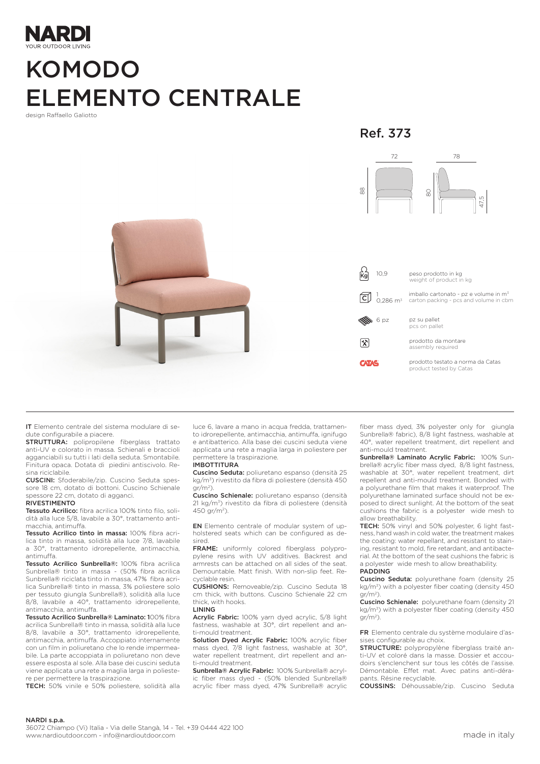NARDI
YOUR OUTDOOR LIVING

# KOMODO ELEMENTO CENTRALE

design Raffaello Galiotto

## Ref. 373

72 / 78 / 88 / 80 / 47,5

| | | |
|---|---|---|
| Kg | 10,9 | peso prodotto in kg<br>weight of product in kg |
| C | 1<br>0,286 m³ | imballo cartonato - pz e volume in m³<br>carton packing - pcs and volume in cbm |
| | 6 pz | pz su pallet<br>pcs on pallet |
| | | prodotto da montare<br>assembly required |
| CATAS | | prodotto testato a norma da Catas<br>product tested by Catas |

**IT** Elemento centrale del sistema modulare di sedute configurabile a piacere.

**STRUTTURA:** polipropilene fiberglass trattato anti-UV e colorato in massa. Schienali e braccioli agganciabili su tutti i lati della seduta. Smontabile. Finitura opaca. Dotata di piedini antiscivolo. Resina riciclabile.

**CUSCINI:** Sfoderabile/zip. Cuscino Seduta spessore 18 cm, dotato di bottoni. Cuscino Schienale spessore 22 cm, dotato di agganci.

**RIVESTIMENTO**

**Tessuto Acrilico:** fibra acrilica 100% tinto filo, solidità alla luce 5/8, lavabile a 30°, trattamento antimacchia, antimuffa.

**Tessuto Acrilico tinto in massa:** 100% fibra acrilica tinto in massa, solidità alla luce 7/8, lavabile a 30°, trattamento idrorepellente, antimacchia, antimuffa.

**Tessuto Acrilico Sunbrella®:** 100% fibra acrilica Sunbrella® tinto in massa - (50% fibra acrilica Sunbrella® riciclata tinto in massa, 47% fibra acrilica Sunbrella® tinto in massa, 3% poliestere solo per tessuto giungla Sunbrella®), solidità alla luce 8/8, lavabile a 40°, trattamento idrorepellente, antimacchia, antimuffa.

**Tessuto Acrilico Sunbrella® Laminato:** 100% fibra acrilica Sunbrella® tinto in massa, solidità alla luce 8/8, lavabile a 30°, trattamento idrorepellente, antimacchia, antimuffa. Accoppiato internamente con un film in poliuretano che lo rende impermeabile. La parte accoppiata in poliuretano non deve essere esposta al sole. Alla base dei cuscini seduta viene applicata una rete a maglia larga in poliestere per permettere la traspirazione.

**TECH:** 50% vinile e 50% poliestere, solidità alla luce 6, lavare a mano in acqua fredda, trattamento idrorepellente, antimacchia, antimuffa, ignifugo e antibatterico. Alla base dei cuscini seduta viene applicata una rete a maglia larga in poliestere per permettere la traspirazione.

**IMBOTTITURA**

**Cuscino Seduta:** poliuretano espanso (densità 25 kg/m³) rivestito da fibra di poliestere (densità 450 gr/m²).

**Cuscino Schienale:** poliuretano espanso (densità 21 kg/m³) rivestito da fibra di poliestere (densità 450 gr/m²).

**EN** Elemento centrale of modular system of upholstered seats which can be configured as desired.

**FRAME:** uniformly colored fiberglass polypropylene resins with UV additives. Backrest and armrests can be attached on all sides of the seat. Demountable. Matt finish. With non-slip feet. Recyclable resin.

**CUSHIONS:** Removeable/zip. Cuscino Seduta 18 cm thick, with buttons. Cuscino Schienale 22 cm thick, with hooks.

**LINING**

**Acrylic Fabric:** 100% yarn dyed acrylic, 5/8 light fastness, washable at 30°, dirt repellent and anti-mould treatment.

**Solution Dyed Acrylic Fabric:** 100% acrylic fiber mass dyed, 7/8 light fastness, washable at 30°, water repellent treatment, dirt repellent and anti-mould treatment.

**Sunbrella® Acrylic Fabric:** 100% Sunbrella® acrylic fiber mass dyed - (50% blended Sunbrella® acrylic fiber mass dyed, 47% Sunbrella® acrylic fiber mass dyed, 3% polyester only for giungla Sunbrella® fabric), 8/8 light fastness, washable at 40°, water repellent treatment, dirt repellent and anti-mould treatment.

**Sunbrella® Laminato Acrylic Fabric:** 100% Sunbrella® acrylic fiber mass dyed, 8/8 light fastness, washable at 30°, water repellent treatment, dirt repellent and anti-mould treatment. Bonded with a polyurethane film that makes it waterproof. The polyurethane laminated surface should not be exposed to direct sunlight. At the bottom of the seat cushions the fabric is a polyester wide mesh to allow breathability.

**TECH:** 50% vinyl and 50% polyester, 6 light fastness, hand wash in cold water, the treatment makes the coating: water repellant, and resistant to staining, resistant to mold, fire retardant, and antibacterial. At the bottom of the seat cushions the fabric is a polyester wide mesh to allow breathability.

**PADDING**

**Cuscino Seduta:** polyurethane foam (density 25 kg/m³) with a polyester fiber coating (density 450 gr/m²).

**Cuscino Schienale:** polyurethane foam (density 21 kg/m³) with a polyester fiber coating (density 450 gr/m²).

**FR** Elemento centrale du système modulaire d'assises configurable au choix.

**STRUCTURE:** polypropylène fiberglass traité anti-UV et coloré dans la masse. Dossier et accoudoirs s'enclenchent sur tous les côtés de l'assise. Démontable. Effet mat. Avec patins anti-dérapants. Résine recyclable.

**COUSSINS:** Déhoussable/zip. Cuscino Seduta

**NARDI s.p.a.**
36072 Chiampo (Vi) Italia - Via delle Stangà, 14 - Tel. +39 0444 422 100
www.nardioutdoor.com - info@nardioutdoor.com

made in italy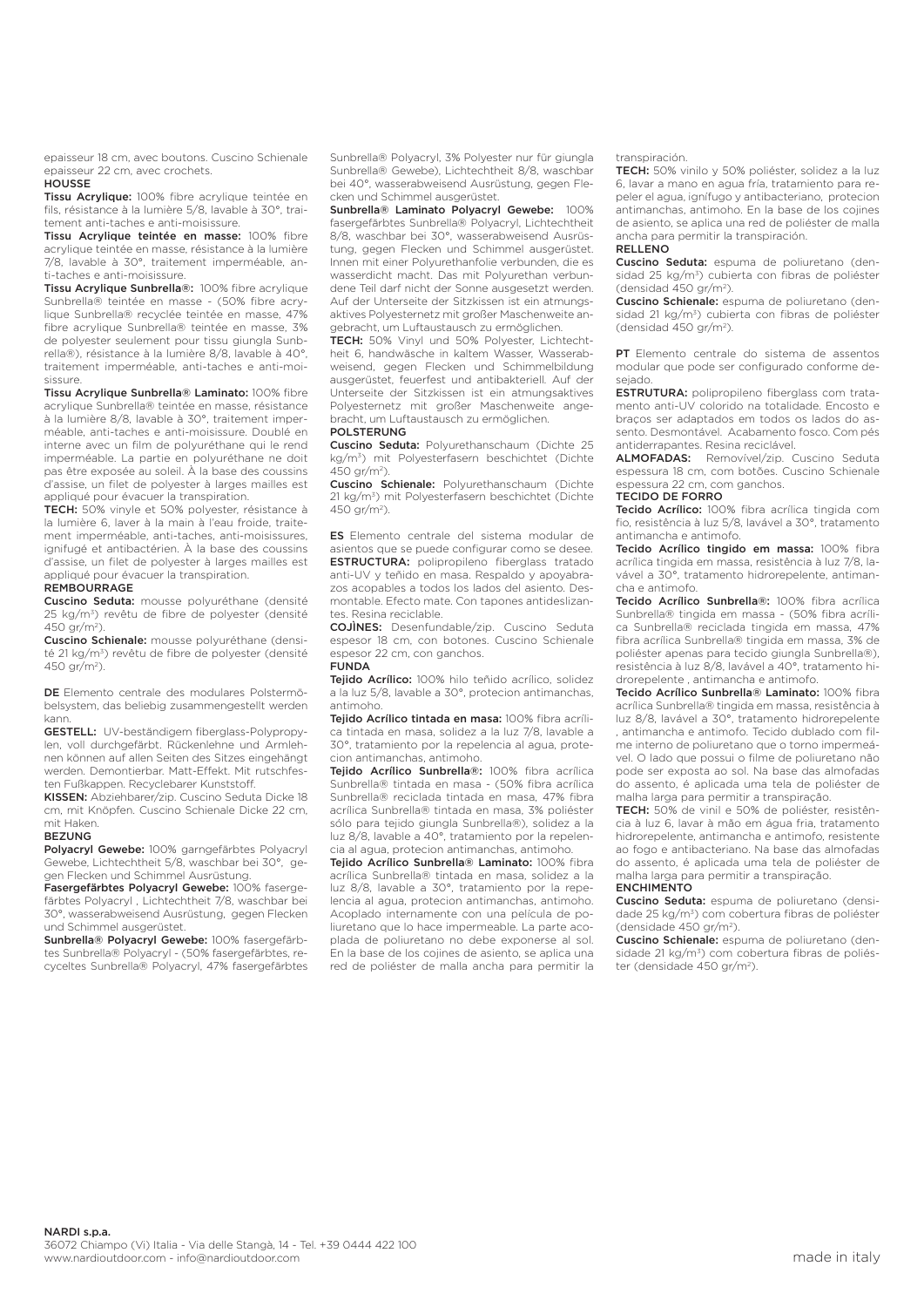epaisseur 18 cm, avec boutons. Cuscino Schienale epaisseur 22 cm, avec crochets.

**HOUSSE**

**Tissu Acrylique:** 100% fibre acrylique teintée en fils, résistance à la lumière 5/8, lavable à 30°, traitement anti-taches et anti-moisissure.

**Tissu Acrylique teintée en masse:** 100% fibre acrylique teintée en masse, résistance à la lumière 7/8, lavable à 30°, traitement imperméable, anti-taches et anti-moisissure.

**Tissu Acrylique Sunbrella®:** 100% fibre acrylique Sunbrella® teintée en masse - (50% fibre acrylique Sunbrella® recyclée teintée en masse, 47% fibre acrylique Sunbrella® teintée en masse, 3% de polyester seulement pour tissu giungla Sunbrella®), résistance à la lumière 8/8, lavable à 40°, traitement imperméable, anti-taches et anti-moisissure.

**Tissu Acrylique Sunbrella® Laminato:** 100% fibre acrylique Sunbrella® teintée en masse, résistance à la lumière 8/8, lavable à 30°, traitement imperméable, anti-taches et anti-moisissure. Doublé en interne avec un film de polyuréthane qui le rend imperméable. La partie en polyuréthane ne doit pas être exposée au soleil. À la base des coussins d'assise, un filet de polyester à larges mailles est appliqué pour évacuer la transpiration.

**TECH:** 50% vinyle et 50% polyester, résistance à la lumière 6, laver à la main à l'eau froide, traitement imperméable, anti-taches, anti-moisissures, ignifugé et antibactérien. À la base des coussins d'assise, un filet de polyester à larges mailles est appliqué pour évacuer la transpiration.

**REMBOURRAGE**

**Cuscino Seduta:** mousse polyuréthane (densité 25 kg/m³) revêtu de fibre de polyester (densité 450 gr/m²).

**Cuscino Schienale:** mousse polyuréthane (densité 21 kg/m³) revêtu de fibre de polyester (densité 450 gr/m²).

**DE** Elemento centrale des modulares Polstermöbelsystem, das beliebig zusammengestellt werden kann.

**GESTELL:** UV-beständigem fiberglass-Polypropylen, voll durchgefärbt. Rückenlehne und Armlehnen können auf allen Seiten des Sitzes eingehängt werden. Demontierbar. Matt-Effekt. Mit rutschfesten Fußkappen. Recyclebarer Kunststoff.

**KISSEN:** Abziehbarer/zip. Cuscino Seduta Dicke 18 cm, mit Knöpfen. Cuscino Schienale Dicke 22 cm, mit Haken.

**BEZUNG**

**Polyacryl Gewebe:** 100% garngefärbtes Polyacryl Gewebe, Lichtechtheit 5/8, waschbar bei 30°, gegen Flecken und Schimmel Ausrüstung.

**Fasergefärbtes Polyacryl Gewebe:** 100% fasergefärbtes Polyacryl , Lichtechtheit 7/8, waschbar bei 30°, wasserabweisend Ausrüstung, gegen Flecken und Schimmel ausgerüstet.

**Sunbrella® Polyacryl Gewebe:** 100% fasergefärbtes Sunbrella® Polyacryl - (50% fasergefärbtes, recyceltes Sunbrella® Polyacryl, 47% fasergefärbtes Sunbrella® Polyacryl, 3% Polyester nur für giungla Sunbrella® Gewebe), Lichtechtheit 8/8, waschbar bei 40°, wasserabweisend Ausrüstung, gegen Flecken und Schimmel ausgerüstet.

**Sunbrella® Laminato Polyacryl Gewebe:** 100% fasergefärbtes Sunbrella® Polyacryl, Lichtechtheit 8/8, waschbar bei 30°, wasserabweisend Ausrüstung, gegen Flecken und Schimmel ausgerüstet. Innen mit einer Polyurethanfolie verbunden, die es wasserdicht macht. Das mit Polyurethan verbundene Teil darf nicht der Sonne ausgesetzt werden. Auf der Unterseite der Sitzkissen ist ein atmungsaktives Polyesternetz mit großer Maschenweite angebracht, um Luftaustausch zu ermöglichen.

**TECH:** 50% Vinyl und 50% Polyester, Lichtechtheit 6, handwäsche in kaltem Wasser, Wasserabweisend, gegen Flecken und Schimmelbildung ausgerüstet, feuerfest und antibakteriell. Auf der Unterseite der Sitzkissen ist ein atmungsaktives Polyesternetz mit großer Maschenweite angebracht, um Luftaustausch zu ermöglichen.

**POLSTERUNG**

**Cuscino Seduta:** Polyurethanschaum (Dichte 25 kg/m³) mit Polyesterfasern beschichtet (Dichte 450 gr/m²).

**Cuscino Schienale:** Polyurethanschaum (Dichte 21 kg/m³) mit Polyesterfasern beschichtet (Dichte 450 gr/m²).

**ES** Elemento centrale del sistema modular de asientos que se puede configurar como se desee.

**ESTRUCTURA:** polipropileno fiberglass tratado anti-UV y teñido en masa. Respaldo y apoyabrazos acopables a todos los lados del asiento. Desmontable. Efecto mate. Con tapones antideslizantes. Resina reciclable.

**COJÌNES:** Desenfundable/zip. Cuscino Seduta espesor 18 cm, con botones. Cuscino Schienale espesor 22 cm, con ganchos.

**FUNDA**

**Tejido Acrílico:** 100% hilo teñido acrílico, solidez a la luz 5/8, lavable a 30°, protecion antimanchas, antimoho.

**Tejido Acrílico tintada en masa:** 100% fibra acrílica tintada en masa, solidez a la luz 7/8, lavable a 30°, tratamiento por la repelencia al agua, protecion antimanchas, antimoho.

**Tejido Acrílico Sunbrella®:** 100% fibra acrílica Sunbrella® tintada en masa - (50% fibra acrílica Sunbrella® reciclada tintada en masa, 47% fibra acrílica Sunbrella® tintada en masa, 3% poliéster sólo para tejido giungla Sunbrella®), solidez a la luz 8/8, lavable a 40°, tratamiento por la repelencia al agua, protecion antimanchas, antimoho.

**Tejido Acrílico Sunbrella® Laminato:** 100% fibra acrílica Sunbrella® tintada en masa, solidez a la luz 8/8, lavable a 30°, tratamiento por la repelencia al agua, protecion antimanchas, antimoho. Acoplado internamente con una película de poliuretano que lo hace impermeable. La parte acoplada de poliuretano no debe exponerse al sol. En la base de los cojines de asiento, se aplica una red de poliéster de malla ancha para permitir la transpiración.

**TECH:** 50% vinilo y 50% poliéster, solidez a la luz 6, lavar a mano en agua fría, tratamiento para repeler el agua, ignífugo y antibacteriano, protecion antimanchas, antimoho. En la base de los cojines de asiento, se aplica una red de poliéster de malla ancha para permitir la transpiración.

**RELLENO**

**Cuscino Seduta:** espuma de poliuretano (densidad 25 kg/m³) cubierta con fibras de poliéster (densidad 450 gr/m²).

**Cuscino Schienale:** espuma de poliuretano (densidad 21 kg/m³) cubierta con fibras de poliéster (densidad 450 gr/m²).

**PT** Elemento centrale do sistema de assentos modular que pode ser configurado conforme desejado.

**ESTRUTURA:** polipropileno fiberglass com tratamento anti-UV colorido na totalidade. Encosto e braços ser adaptados em todos os lados do assento. Desmontável. Acabamento fosco. Com pés antiderrapantes. Resina reciclável.

**ALMOFADAS:** Removível/zip. Cuscino Seduta espessura 18 cm, com botões. Cuscino Schienale espessura 22 cm, com ganchos.

**TECIDO DE FORRO**

**Tecido Acrílico:** 100% fibra acrílica tingida com fio, resistência à luz 5/8, lavável a 30°, tratamento antimancha e antimofo.

**Tecido Acrílico tingido em massa:** 100% fibra acrílica tingida em massa, resistência à luz 7/8, lavável a 30°, tratamento hidrorepelente, antimancha e antimofo.

**Tecido Acrílico Sunbrella®:** 100% fibra acrílica Sunbrella® tingida em massa - (50% fibra acrílica Sunbrella® reciclada tingida em massa, 47% fibra acrílica Sunbrella® tingida em massa, 3% de poliéster apenas para tecido giungla Sunbrella®), resistência à luz 8/8, lavável a 40°, tratamento hidrorepelente , antimancha e antimofo.

**Tecido Acrílico Sunbrella® Laminato:** 100% fibra acrílica Sunbrella® tingida em massa, resistência à luz 8/8, lavável a 30°, tratamento hidrorepelente , antimancha e antimofo. Tecido dublado com filme interno de poliuretano que o torno impermeável. O lado que possui o filme de poliuretano não pode ser exposta ao sol. Na base das almofadas do assento, é aplicada uma tela de poliéster de malha larga para permitir a transpiração.

**TECH:** 50% de vinil e 50% de poliéster, resistência à luz 6, lavar à mão em água fria, tratamento hidrorepelente, antimancha e antimofo, resistente ao fogo e antibacteriano. Na base das almofadas do assento, é aplicada uma tela de poliéster de malha larga para permitir a transpiração.

**ENCHIMENTO**

**Cuscino Seduta:** espuma de poliuretano (densidade 25 kg/m³) com cobertura fibras de poliéster (densidade 450 gr/m²).

**Cuscino Schienale:** espuma de poliuretano (densidade 21 kg/m³) com cobertura fibras de poliéster (densidade 450 gr/m²).

**NARDI s.p.a.**
36072 Chiampo (Vi) Italia - Via delle Stangà, 14 - Tel. +39 0444 422 100
www.nardioutdoor.com - info@nardioutdoor.com

made in italy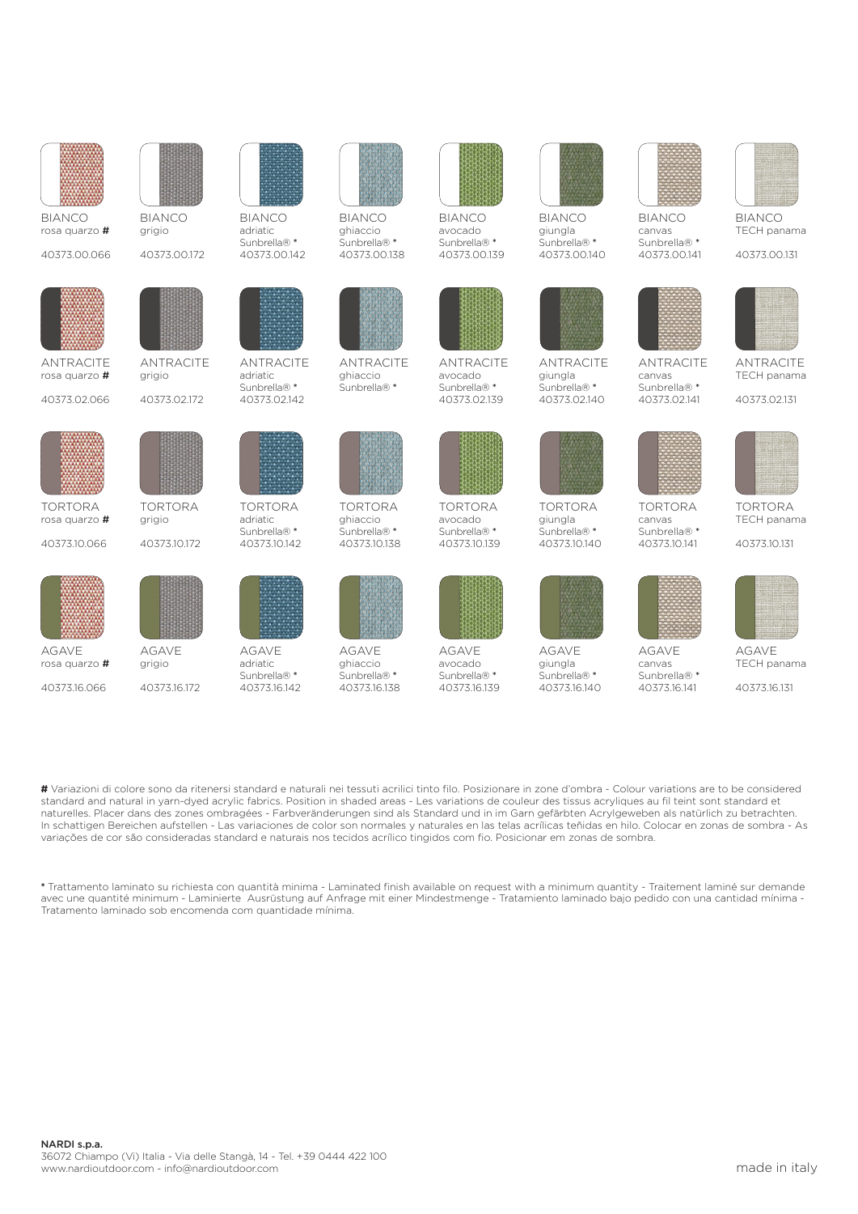| | | | | | | | |
|---|---|---|---|---|---|---|---|
| BIANCO<br>rosa quarzo **#**<br>40373.00.066 | BIANCO<br>grigio<br>40373.00.172 | BIANCO<br>adriatic<br>Sunbrella® *<br>40373.00.142 | BIANCO<br>ghiaccio<br>Sunbrella® *<br>40373.00.138 | BIANCO<br>avocado<br>Sunbrella® *<br>40373.00.139 | BIANCO<br>giungla<br>Sunbrella® *<br>40373.00.140 | BIANCO<br>canvas<br>Sunbrella® *<br>40373.00.141 | BIANCO<br>TECH panama<br>40373.00.131 |
| ANTRACITE<br>rosa quarzo **#**<br>40373.02.066 | ANTRACITE<br>grigio<br>40373.02.172 | ANTRACITE<br>adriatic<br>Sunbrella® *<br>40373.02.142 | ANTRACITE<br>ghiaccio<br>Sunbrella® * | ANTRACITE<br>avocado<br>Sunbrella® *<br>40373.02.139 | ANTRACITE<br>giungla<br>Sunbrella® *<br>40373.02.140 | ANTRACITE<br>canvas<br>Sunbrella® *<br>40373.02.141 | ANTRACITE<br>TECH panama<br>40373.02.131 |
| TORTORA<br>rosa quarzo **#**<br>40373.10.066 | TORTORA<br>grigio<br>40373.10.172 | TORTORA<br>adriatic<br>Sunbrella® *<br>40373.10.142 | TORTORA<br>ghiaccio<br>Sunbrella® *<br>40373.10.138 | TORTORA<br>avocado<br>Sunbrella® *<br>40373.10.139 | TORTORA<br>giungla<br>Sunbrella® *<br>40373.10.140 | TORTORA<br>canvas<br>Sunbrella® *<br>40373.10.141 | TORTORA<br>TECH panama<br>40373.10.131 |
| AGAVE<br>rosa quarzo **#**<br>40373.16.066 | AGAVE<br>grigio<br>40373.16.172 | AGAVE<br>adriatic<br>Sunbrella® *<br>40373.16.142 | AGAVE<br>ghiaccio<br>Sunbrella® *<br>40373.16.138 | AGAVE<br>avocado<br>Sunbrella® *<br>40373.16.139 | AGAVE<br>giungla<br>Sunbrella® *<br>40373.16.140 | AGAVE<br>canvas<br>Sunbrella® *<br>40373.16.141 | AGAVE<br>TECH panama<br>40373.16.131 |

**#** Variazioni di colore sono da ritenersi standard e naturali nei tessuti acrilici tinto filo. Posizionare in zone d'ombra - Colour variations are to be considered standard and natural in yarn-dyed acrylic fabrics. Position in shaded areas - Les variations de couleur des tissus acryliques au fil teint sont standard et naturelles. Placer dans des zones ombragées - Farbveränderungen sind als Standard und in im Garn gefärbten Acrylgeweben als natürlich zu betrachten. In schattigen Bereichen aufstellen - Las variaciones de color son normales y naturales en las telas acrílicas teñidas en hilo. Colocar en zonas de sombra - As variações de cor são consideradas standard e naturais nos tecidos acrílico tingidos com fio. Posicionar em zonas de sombra.

**\*** Trattamento laminato su richiesta con quantità minima - Laminated finish available on request with a minimum quantity - Traitement laminé sur demande avec une quantité minimum - Laminierte Ausrüstung auf Anfrage mit einer Mindestmenge - Tratamiento laminado bajo pedido con una cantidad mínima - Tratamento laminado sob encomenda com quantidade mínima.

**NARDI s.p.a.**
36072 Chiampo (Vi) Italia - Via delle Stangà, 14 - Tel. +39 0444 422 100
www.nardioutdoor.com - info@nardioutdoor.com

made in italy